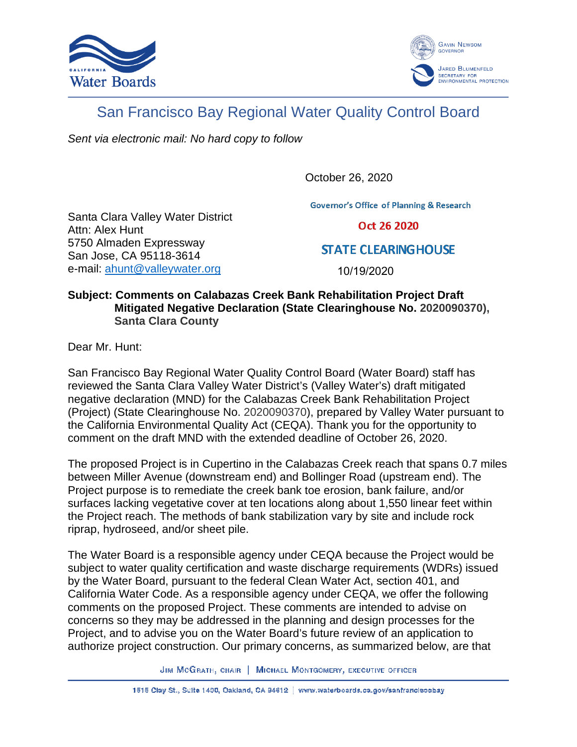# San Francisco Bay Regional Water Quality Control Board

*Sent via electronic mail: No hard copy to follow*

October 26, 2020

Governor's Office of Planning & Research

Oct 26 2020

STATE CLEARINGHOUSE

10/19/2020

Santa Clara Valley Water District
Attn: Alex Hunt
5750 Almaden Expressway
San Jose, CA 95118-3614
e-mail: [ahunt@valleywater.org](mailto:ahunt@valleywater.org)

**Subject: Comments on Calabazas Creek Bank Rehabilitation Project Draft Mitigated Negative Declaration (State Clearinghouse No. 2020090370), Santa Clara County**

Dear Mr. Hunt:

San Francisco Bay Regional Water Quality Control Board (Water Board) staff has reviewed the Santa Clara Valley Water District's (Valley Water's) draft mitigated negative declaration (MND) for the Calabazas Creek Bank Rehabilitation Project (Project) (State Clearinghouse No. 2020090370), prepared by Valley Water pursuant to the California Environmental Quality Act (CEQA). Thank you for the opportunity to comment on the draft MND with the extended deadline of October 26, 2020.

The proposed Project is in Cupertino in the Calabazas Creek reach that spans 0.7 miles between Miller Avenue (downstream end) and Bollinger Road (upstream end). The Project purpose is to remediate the creek bank toe erosion, bank failure, and/or surfaces lacking vegetative cover at ten locations along about 1,550 linear feet within the Project reach. The methods of bank stabilization vary by site and include rock riprap, hydroseed, and/or sheet pile.

The Water Board is a responsible agency under CEQA because the Project would be subject to water quality certification and waste discharge requirements (WDRs) issued by the Water Board, pursuant to the federal Clean Water Act, section 401, and California Water Code. As a responsible agency under CEQA, we offer the following comments on the proposed Project. These comments are intended to advise on concerns so they may be addressed in the planning and design processes for the Project, and to advise you on the Water Board's future review of an application to authorize project construction. Our primary concerns, as summarized below, are that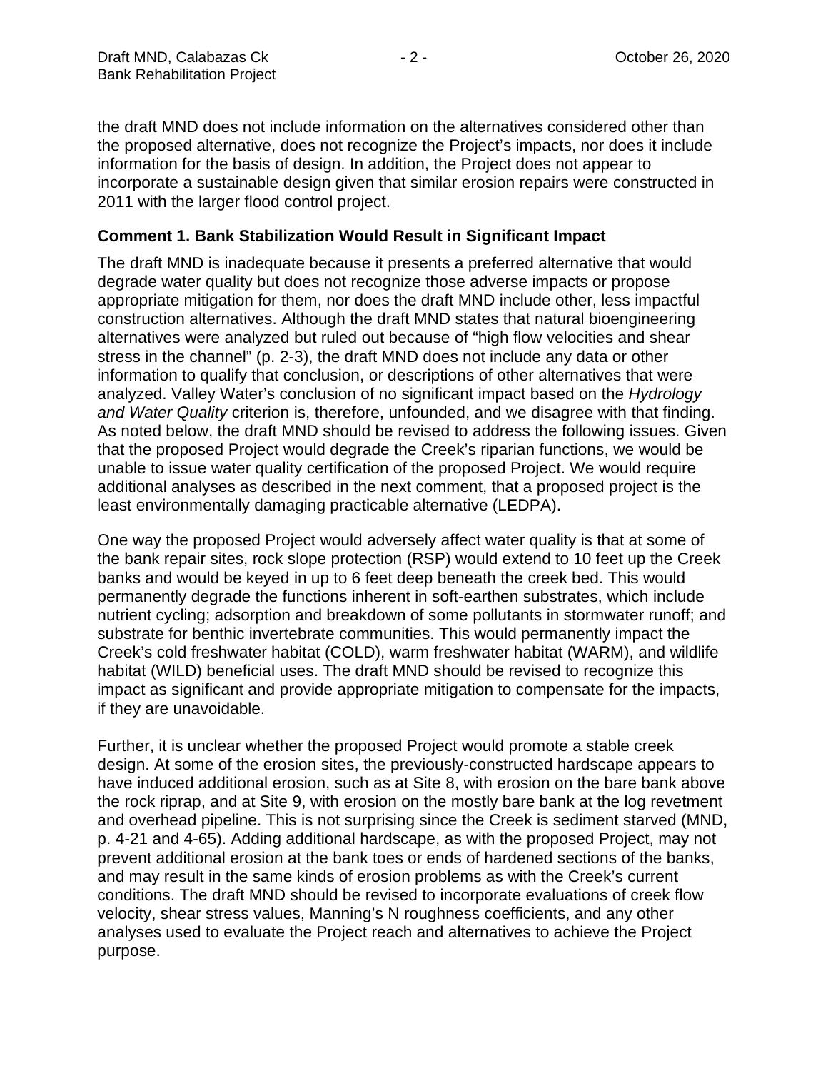the draft MND does not include information on the alternatives considered other than the proposed alternative, does not recognize the Project's impacts, nor does it include information for the basis of design. In addition, the Project does not appear to incorporate a sustainable design given that similar erosion repairs were constructed in 2011 with the larger flood control project.

**Comment 1. Bank Stabilization Would Result in Significant Impact**

The draft MND is inadequate because it presents a preferred alternative that would degrade water quality but does not recognize those adverse impacts or propose appropriate mitigation for them, nor does the draft MND include other, less impactful construction alternatives. Although the draft MND states that natural bioengineering alternatives were analyzed but ruled out because of "high flow velocities and shear stress in the channel" (p. 2-3), the draft MND does not include any data or other information to qualify that conclusion, or descriptions of other alternatives that were analyzed. Valley Water's conclusion of no significant impact based on the *Hydrology and Water Quality* criterion is, therefore, unfounded, and we disagree with that finding. As noted below, the draft MND should be revised to address the following issues. Given that the proposed Project would degrade the Creek's riparian functions, we would be unable to issue water quality certification of the proposed Project. We would require additional analyses as described in the next comment, that a proposed project is the least environmentally damaging practicable alternative (LEDPA).

One way the proposed Project would adversely affect water quality is that at some of the bank repair sites, rock slope protection (RSP) would extend to 10 feet up the Creek banks and would be keyed in up to 6 feet deep beneath the creek bed. This would permanently degrade the functions inherent in soft-earthen substrates, which include nutrient cycling; adsorption and breakdown of some pollutants in stormwater runoff; and substrate for benthic invertebrate communities. This would permanently impact the Creek's cold freshwater habitat (COLD), warm freshwater habitat (WARM), and wildlife habitat (WILD) beneficial uses. The draft MND should be revised to recognize this impact as significant and provide appropriate mitigation to compensate for the impacts, if they are unavoidable.

Further, it is unclear whether the proposed Project would promote a stable creek design. At some of the erosion sites, the previously-constructed hardscape appears to have induced additional erosion, such as at Site 8, with erosion on the bare bank above the rock riprap, and at Site 9, with erosion on the mostly bare bank at the log revetment and overhead pipeline. This is not surprising since the Creek is sediment starved (MND, p. 4-21 and 4-65). Adding additional hardscape, as with the proposed Project, may not prevent additional erosion at the bank toes or ends of hardened sections of the banks, and may result in the same kinds of erosion problems as with the Creek's current conditions. The draft MND should be revised to incorporate evaluations of creek flow velocity, shear stress values, Manning's N roughness coefficients, and any other analyses used to evaluate the Project reach and alternatives to achieve the Project purpose.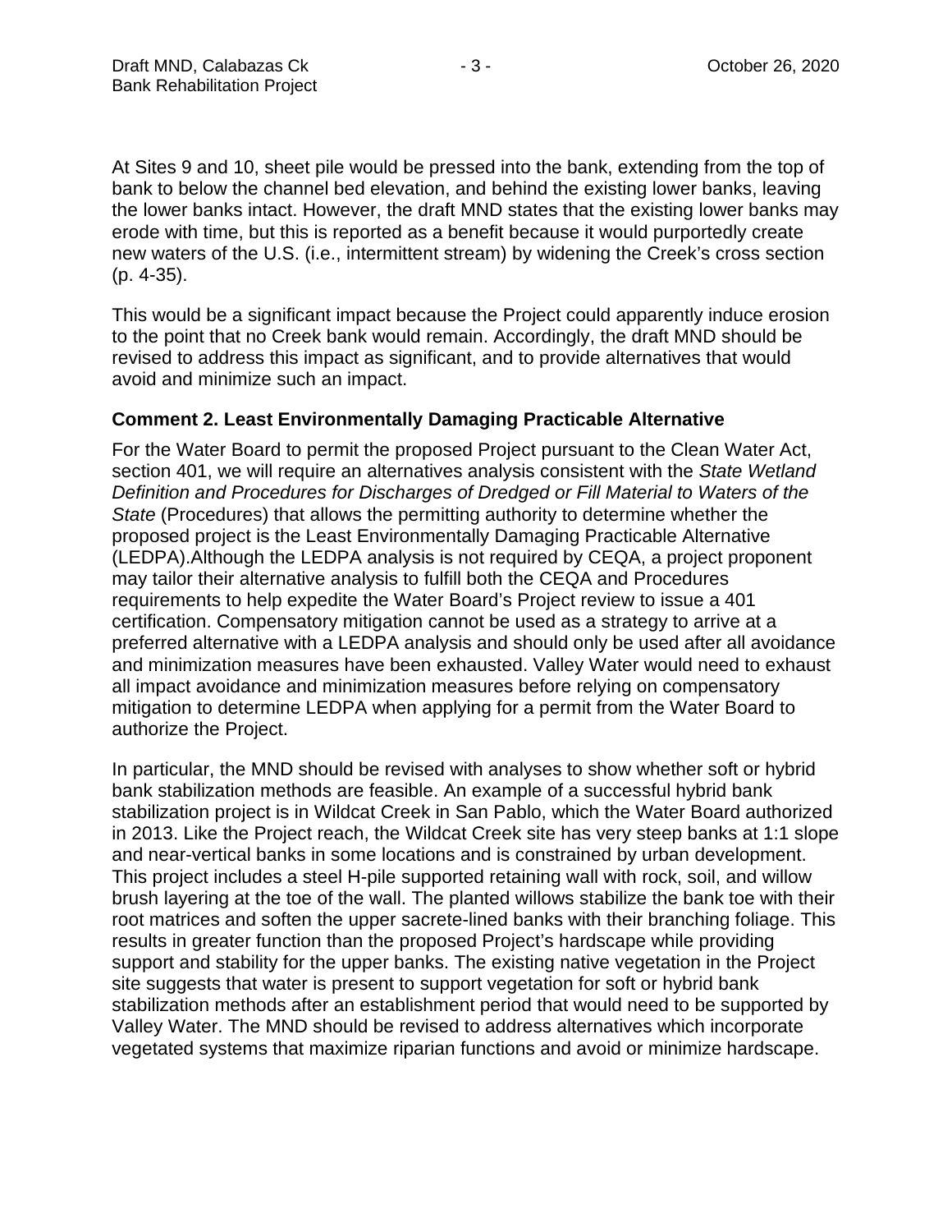At Sites 9 and 10, sheet pile would be pressed into the bank, extending from the top of bank to below the channel bed elevation, and behind the existing lower banks, leaving the lower banks intact. However, the draft MND states that the existing lower banks may erode with time, but this is reported as a benefit because it would purportedly create new waters of the U.S. (i.e., intermittent stream) by widening the Creek's cross section (p. 4-35).

This would be a significant impact because the Project could apparently induce erosion to the point that no Creek bank would remain. Accordingly, the draft MND should be revised to address this impact as significant, and to provide alternatives that would avoid and minimize such an impact.

**Comment 2. Least Environmentally Damaging Practicable Alternative**

For the Water Board to permit the proposed Project pursuant to the Clean Water Act, section 401, we will require an alternatives analysis consistent with the *State Wetland Definition and Procedures for Discharges of Dredged or Fill Material to Waters of the State* (Procedures) that allows the permitting authority to determine whether the proposed project is the Least Environmentally Damaging Practicable Alternative (LEDPA).Although the LEDPA analysis is not required by CEQA, a project proponent may tailor their alternative analysis to fulfill both the CEQA and Procedures requirements to help expedite the Water Board's Project review to issue a 401 certification. Compensatory mitigation cannot be used as a strategy to arrive at a preferred alternative with a LEDPA analysis and should only be used after all avoidance and minimization measures have been exhausted. Valley Water would need to exhaust all impact avoidance and minimization measures before relying on compensatory mitigation to determine LEDPA when applying for a permit from the Water Board to authorize the Project.

In particular, the MND should be revised with analyses to show whether soft or hybrid bank stabilization methods are feasible. An example of a successful hybrid bank stabilization project is in Wildcat Creek in San Pablo, which the Water Board authorized in 2013. Like the Project reach, the Wildcat Creek site has very steep banks at 1:1 slope and near-vertical banks in some locations and is constrained by urban development. This project includes a steel H-pile supported retaining wall with rock, soil, and willow brush layering at the toe of the wall. The planted willows stabilize the bank toe with their root matrices and soften the upper sacrete-lined banks with their branching foliage. This results in greater function than the proposed Project's hardscape while providing support and stability for the upper banks. The existing native vegetation in the Project site suggests that water is present to support vegetation for soft or hybrid bank stabilization methods after an establishment period that would need to be supported by Valley Water. The MND should be revised to address alternatives which incorporate vegetated systems that maximize riparian functions and avoid or minimize hardscape.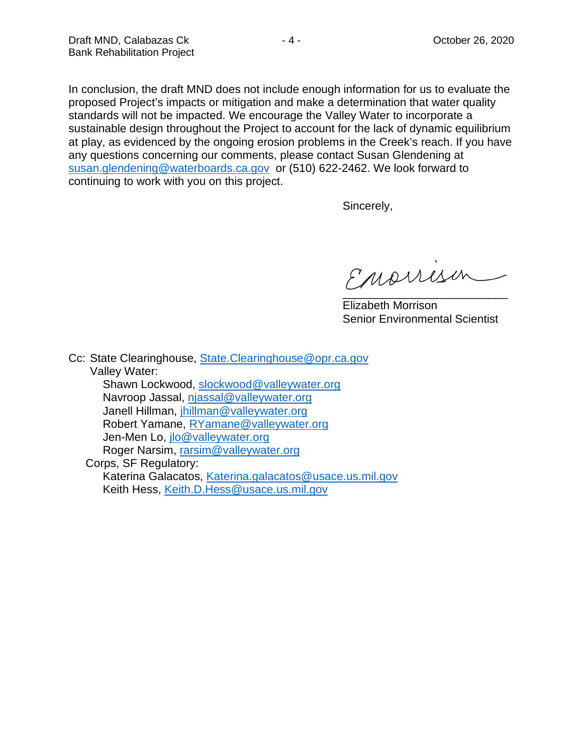In conclusion, the draft MND does not include enough information for us to evaluate the proposed Project's impacts or mitigation and make a determination that water quality standards will not be impacted. We encourage the Valley Water to incorporate a sustainable design throughout the Project to account for the lack of dynamic equilibrium at play, as evidenced by the ongoing erosion problems in the Creek's reach. If you have any questions concerning our comments, please contact Susan Glendening at susan.glendening@waterboards.ca.gov or (510) 622-2462. We look forward to continuing to work with you on this project.

Sincerely,

Elizabeth Morrison
Senior Environmental Scientist

Cc: State Clearinghouse, State.Clearinghouse@opr.ca.gov
Valley Water:
Shawn Lockwood, slockwood@valleywater.org
Navroop Jassal, njassal@valleywater.org
Janell Hillman, jhillman@valleywater.org
Robert Yamane, RYamane@valleywater.org
Jen-Men Lo, jlo@valleywater.org
Roger Narsim, rarsim@valleywater.org
Corps, SF Regulatory:
Katerina Galacatos, Katerina.galacatos@usace.us.mil.gov
Keith Hess, Keith.D.Hess@usace.us.mil.gov